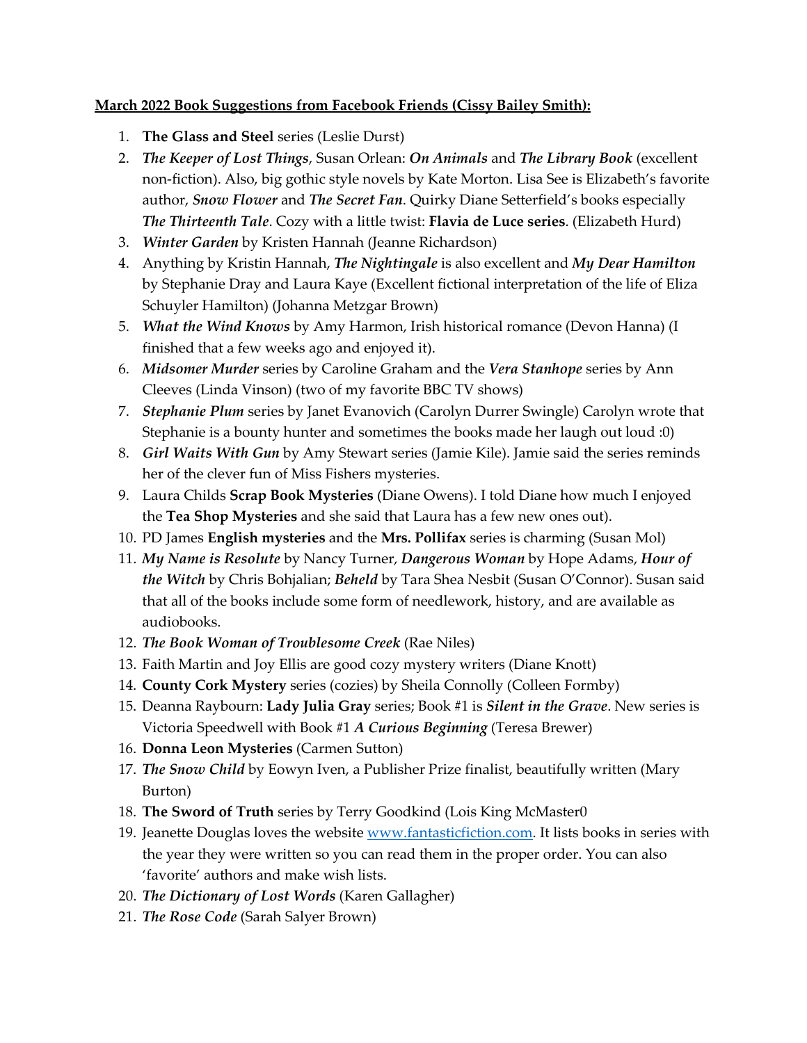**March 2022 Book Suggestions from Facebook Friends (Cissy Bailey Smith):**

1. **The Glass and Steel** series (Leslie Durst)
2. ***The Keeper of Lost Things***, Susan Orlean: ***On Animals*** and ***The Library Book*** (excellent non-fiction). Also, big gothic style novels by Kate Morton. Lisa See is Elizabeth's favorite author, ***Snow Flower*** and ***The Secret Fan***. Quirky Diane Setterfield's books especially ***The Thirteenth Tale***. Cozy with a little twist: **Flavia de Luce series**. (Elizabeth Hurd)
3. ***Winter Garden*** by Kristen Hannah (Jeanne Richardson)
4. Anything by Kristin Hannah, ***The Nightingale*** is also excellent and ***My Dear Hamilton*** by Stephanie Dray and Laura Kaye (Excellent fictional interpretation of the life of Eliza Schuyler Hamilton) (Johanna Metzgar Brown)
5. ***What the Wind Knows*** by Amy Harmon, Irish historical romance (Devon Hanna) (I finished that a few weeks ago and enjoyed it).
6. ***Midsomer Murder*** series by Caroline Graham and the ***Vera Stanhope*** series by Ann Cleeves (Linda Vinson) (two of my favorite BBC TV shows)
7. ***Stephanie Plum*** series by Janet Evanovich (Carolyn Durrer Swingle) Carolyn wrote that Stephanie is a bounty hunter and sometimes the books made her laugh out loud :0)
8. ***Girl Waits With Gun*** by Amy Stewart series (Jamie Kile). Jamie said the series reminds her of the clever fun of Miss Fishers mysteries.
9. Laura Childs **Scrap Book Mysteries** (Diane Owens). I told Diane how much I enjoyed the **Tea Shop Mysteries** and she said that Laura has a few new ones out).
10. PD James **English mysteries** and the **Mrs. Pollifax** series is charming (Susan Mol)
11. ***My Name is Resolute*** by Nancy Turner, ***Dangerous Woman*** by Hope Adams, ***Hour of the Witch*** by Chris Bohjalian; ***Beheld*** by Tara Shea Nesbit (Susan O'Connor). Susan said that all of the books include some form of needlework, history, and are available as audiobooks.
12. ***The Book Woman of Troublesome Creek*** (Rae Niles)
13. Faith Martin and Joy Ellis are good cozy mystery writers (Diane Knott)
14. **County Cork Mystery** series (cozies) by Sheila Connolly (Colleen Formby)
15. Deanna Raybourn: **Lady Julia Gray** series; Book #1 is ***Silent in the Grave***. New series is Victoria Speedwell with Book #1 ***A Curious Beginning*** (Teresa Brewer)
16. **Donna Leon Mysteries** (Carmen Sutton)
17. ***The Snow Child*** by Eowyn Iven, a Publisher Prize finalist, beautifully written (Mary Burton)
18. **The Sword of Truth** series by Terry Goodkind (Lois King McMaster0
19. Jeanette Douglas loves the website [www.fantasticfiction.com](http://www.fantasticfiction.com). It lists books in series with the year they were written so you can read them in the proper order. You can also 'favorite' authors and make wish lists.
20. ***The Dictionary of Lost Words*** (Karen Gallagher)
21. ***The Rose Code*** (Sarah Salyer Brown)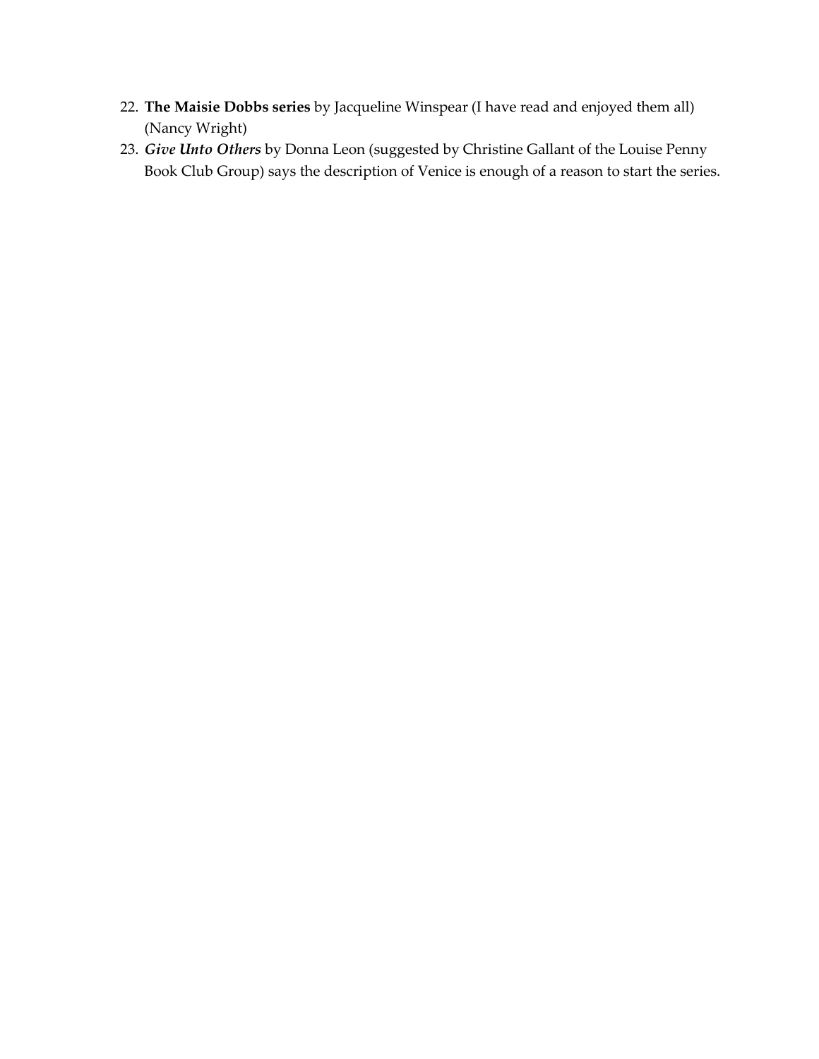22. **The Maisie Dobbs series** by Jacqueline Winspear (I have read and enjoyed them all) (Nancy Wright)
23. ***Give Unto Others*** by Donna Leon (suggested by Christine Gallant of the Louise Penny Book Club Group) says the description of Venice is enough of a reason to start the series.